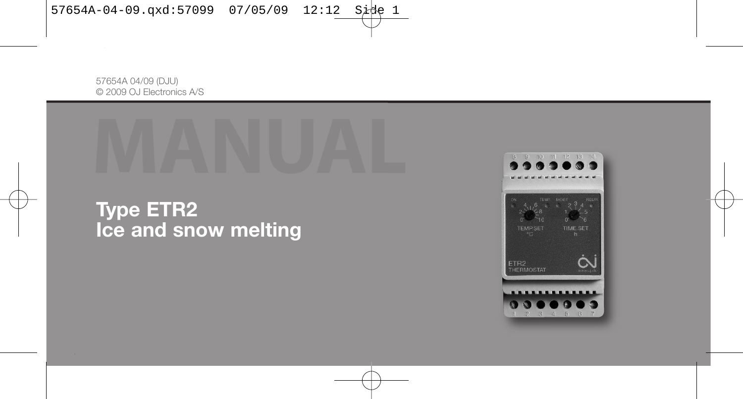57654A 04/09 (DJU)
© 2009 OJ Electronics A/S

# MANUAL

## Type ETR2
## Ice and snow melting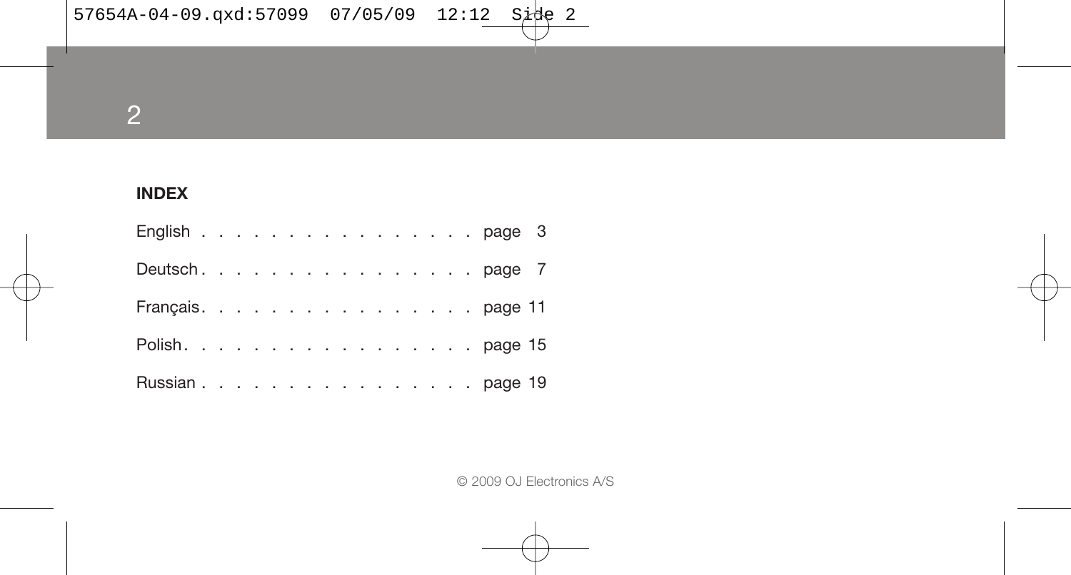## INDEX

English . . . . . . . . . . . . . . . . page 3

Deutsch . . . . . . . . . . . . . . . . page 7

Français . . . . . . . . . . . . . . . page 11

Polish . . . . . . . . . . . . . . . . . page 15

Russian . . . . . . . . . . . . . . . . page 19

© 2009 OJ Electronics A/S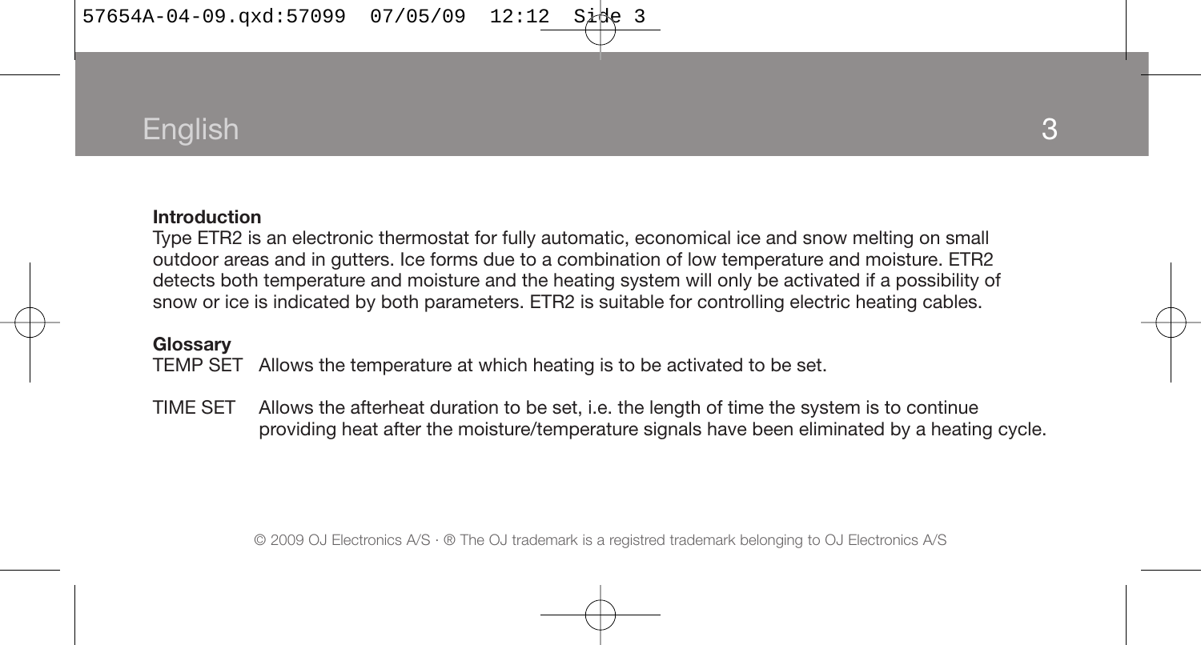# English

**Introduction**

Type ETR2 is an electronic thermostat for fully automatic, economical ice and snow melting on small outdoor areas and in gutters. Ice forms due to a combination of low temperature and moisture. ETR2 detects both temperature and moisture and the heating system will only be activated if a possibility of snow or ice is indicated by both parameters. ETR2 is suitable for controlling electric heating cables.

**Glossary**

TEMP SET  Allows the temperature at which heating is to be activated to be set.

TIME SET  Allows the afterheat duration to be set, i.e. the length of time the system is to continue providing heat after the moisture/temperature signals have been eliminated by a heating cycle.

© 2009 OJ Electronics A/S · ® The OJ trademark is a registred trademark belonging to OJ Electronics A/S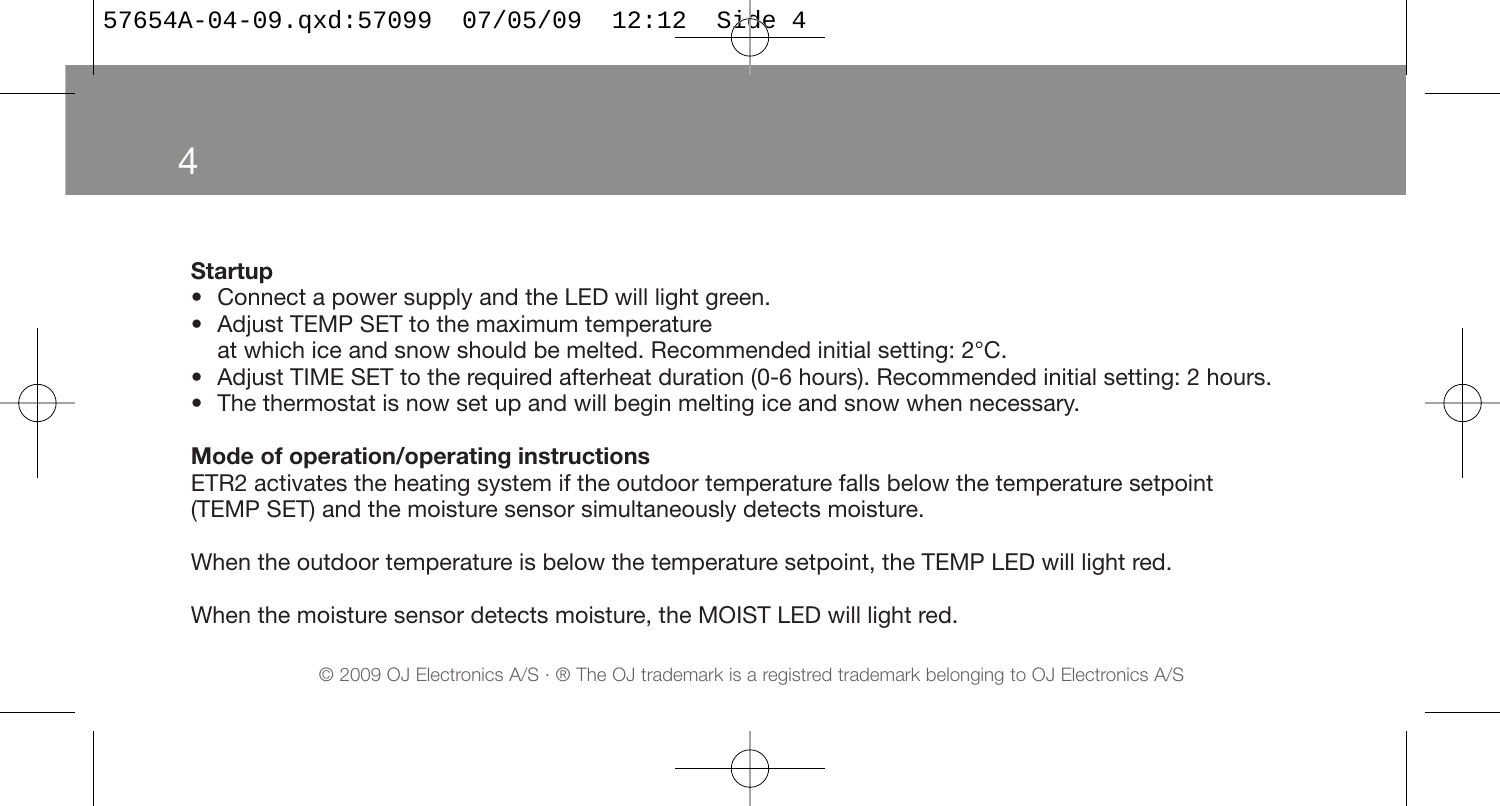**Startup**

- Connect a power supply and the LED will light green.
- Adjust TEMP SET to the maximum temperature at which ice and snow should be melted. Recommended initial setting: 2°C.
- Adjust TIME SET to the required afterheat duration (0-6 hours). Recommended initial setting: 2 hours.
- The thermostat is now set up and will begin melting ice and snow when necessary.

**Mode of operation/operating instructions**

ETR2 activates the heating system if the outdoor temperature falls below the temperature setpoint (TEMP SET) and the moisture sensor simultaneously detects moisture.

When the outdoor temperature is below the temperature setpoint, the TEMP LED will light red.

When the moisture sensor detects moisture, the MOIST LED will light red.

© 2009 OJ Electronics A/S · ® The OJ trademark is a registred trademark belonging to OJ Electronics A/S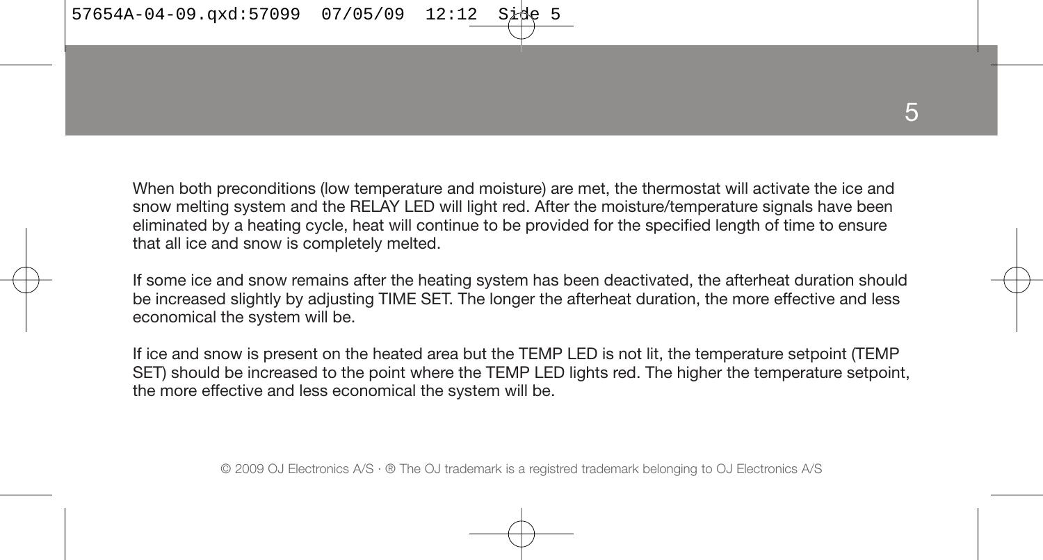When both preconditions (low temperature and moisture) are met, the thermostat will activate the ice and snow melting system and the RELAY LED will light red. After the moisture/temperature signals have been eliminated by a heating cycle, heat will continue to be provided for the specified length of time to ensure that all ice and snow is completely melted.

If some ice and snow remains after the heating system has been deactivated, the afterheat duration should be increased slightly by adjusting TIME SET. The longer the afterheat duration, the more effective and less economical the system will be.

If ice and snow is present on the heated area but the TEMP LED is not lit, the temperature setpoint (TEMP SET) should be increased to the point where the TEMP LED lights red. The higher the temperature setpoint, the more effective and less economical the system will be.

© 2009 OJ Electronics A/S · ® The OJ trademark is a registred trademark belonging to OJ Electronics A/S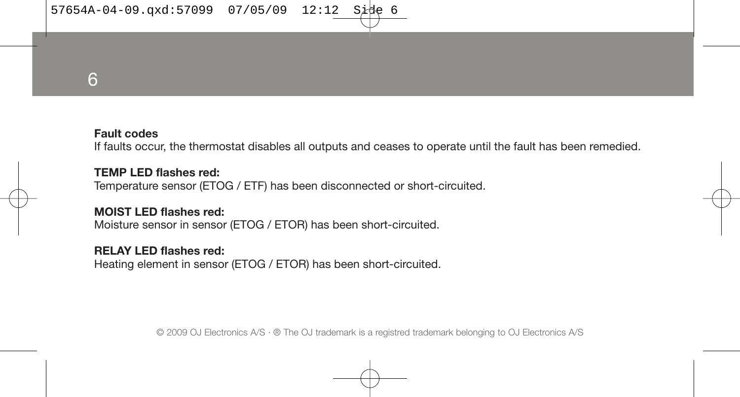**Fault codes**

If faults occur, the thermostat disables all outputs and ceases to operate until the fault has been remedied.

**TEMP LED flashes red:**

Temperature sensor (ETOG / ETF) has been disconnected or short-circuited.

**MOIST LED flashes red:**

Moisture sensor in sensor (ETOG / ETOR) has been short-circuited.

**RELAY LED flashes red:**

Heating element in sensor (ETOG / ETOR) has been short-circuited.

© 2009 OJ Electronics A/S · ® The OJ trademark is a registred trademark belonging to OJ Electronics A/S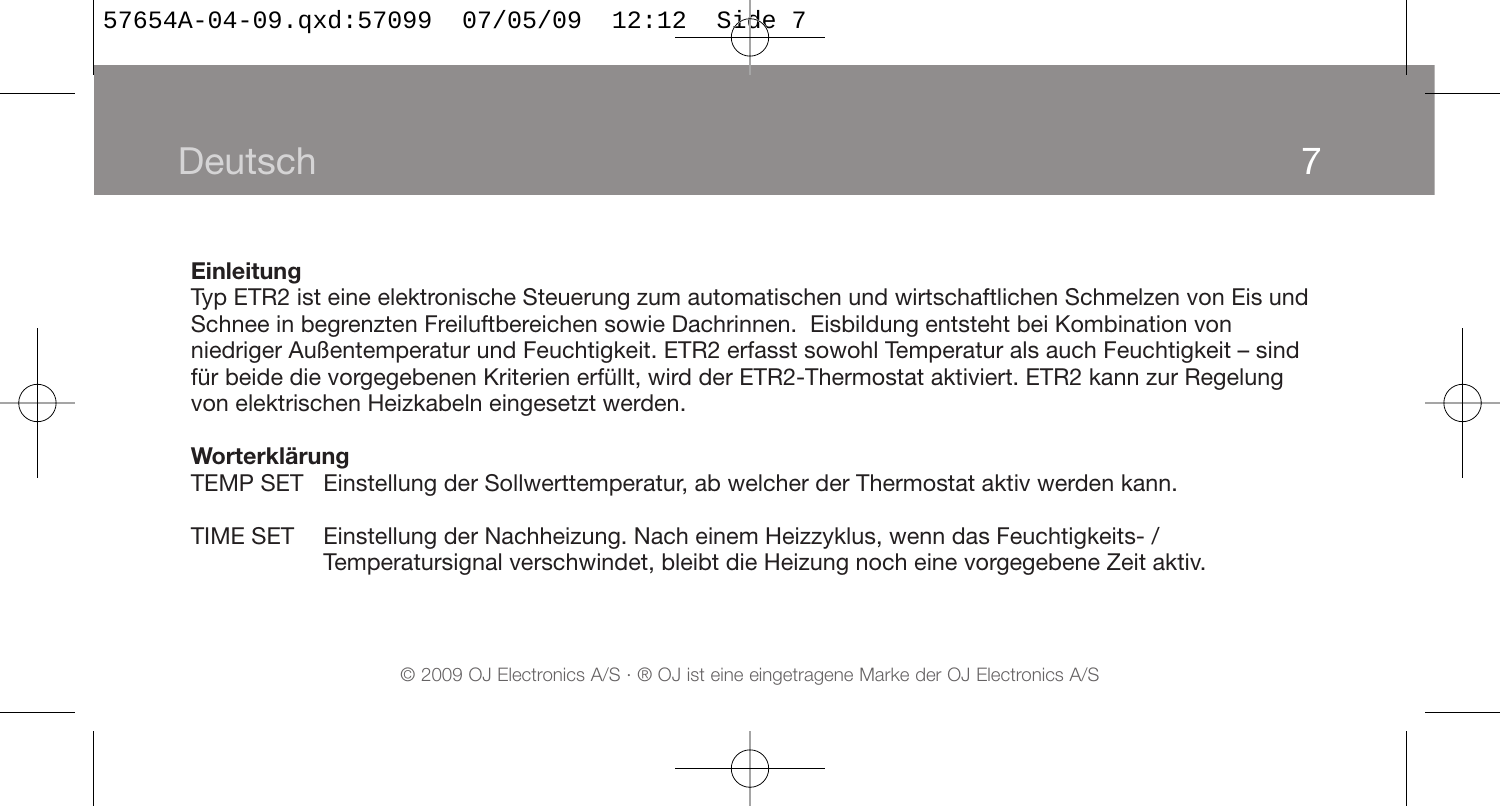## Deutsch

**Einleitung**

Typ ETR2 ist eine elektronische Steuerung zum automatischen und wirtschaftlichen Schmelzen von Eis und Schnee in begrenzten Freiluftbereichen sowie Dachrinnen. Eisbildung entsteht bei Kombination von niedriger Außentemperatur und Feuchtigkeit. ETR2 erfasst sowohl Temperatur als auch Feuchtigkeit – sind für beide die vorgegebenen Kriterien erfüllt, wird der ETR2-Thermostat aktiviert. ETR2 kann zur Regelung von elektrischen Heizkabeln eingesetzt werden.

**Worterklärung**

TEMP SET Einstellung der Sollwerttemperatur, ab welcher der Thermostat aktiv werden kann.

TIME SET Einstellung der Nachheizung. Nach einem Heizzyklus, wenn das Feuchtigkeits- / Temperatursignal verschwindet, bleibt die Heizung noch eine vorgegebene Zeit aktiv.

© 2009 OJ Electronics A/S · ® OJ ist eine eingetragene Marke der OJ Electronics A/S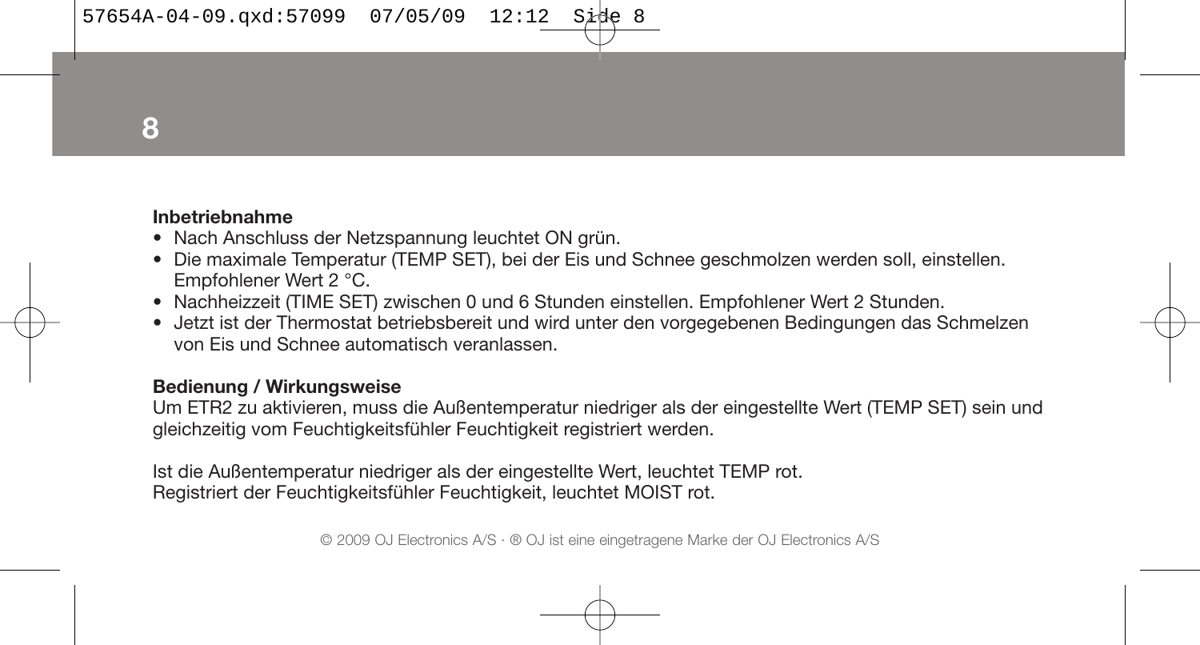## Inbetriebnahme

- Nach Anschluss der Netzspannung leuchtet ON grün.
- Die maximale Temperatur (TEMP SET), bei der Eis und Schnee geschmolzen werden soll, einstellen. Empfohlener Wert 2 °C.
- Nachheizzeit (TIME SET) zwischen 0 und 6 Stunden einstellen. Empfohlener Wert 2 Stunden.
- Jetzt ist der Thermostat betriebsbereit und wird unter den vorgegebenen Bedingungen das Schmelzen von Eis und Schnee automatisch veranlassen.

## Bedienung / Wirkungsweise

Um ETR2 zu aktivieren, muss die Außentemperatur niedriger als der eingestellte Wert (TEMP SET) sein und gleichzeitig vom Feuchtigkeitsfühler Feuchtigkeit registriert werden.

Ist die Außentemperatur niedriger als der eingestellte Wert, leuchtet TEMP rot.
Registriert der Feuchtigkeitsfühler Feuchtigkeit, leuchtet MOIST rot.

© 2009 OJ Electronics A/S · ® OJ ist eine eingetragene Marke der OJ Electronics A/S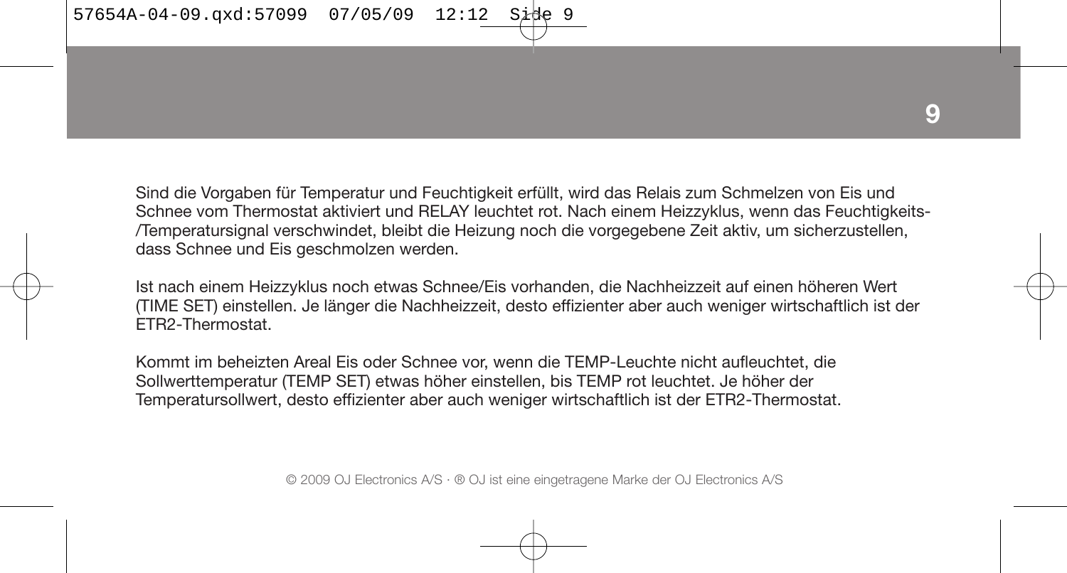Sind die Vorgaben für Temperatur und Feuchtigkeit erfüllt, wird das Relais zum Schmelzen von Eis und Schnee vom Thermostat aktiviert und RELAY leuchtet rot. Nach einem Heizzyklus, wenn das Feuchtigkeits-/Temperatursignal verschwindet, bleibt die Heizung noch die vorgegebene Zeit aktiv, um sicherzustellen, dass Schnee und Eis geschmolzen werden.

Ist nach einem Heizzyklus noch etwas Schnee/Eis vorhanden, die Nachheizzeit auf einen höheren Wert (TIME SET) einstellen. Je länger die Nachheizzeit, desto effizienter aber auch weniger wirtschaftlich ist der ETR2-Thermostat.

Kommt im beheizten Areal Eis oder Schnee vor, wenn die TEMP-Leuchte nicht aufleuchtet, die Sollwerttemperatur (TEMP SET) etwas höher einstellen, bis TEMP rot leuchtet. Je höher der Temperatursollwert, desto effizienter aber auch weniger wirtschaftlich ist der ETR2-Thermostat.

© 2009 OJ Electronics A/S · ® OJ ist eine eingetragene Marke der OJ Electronics A/S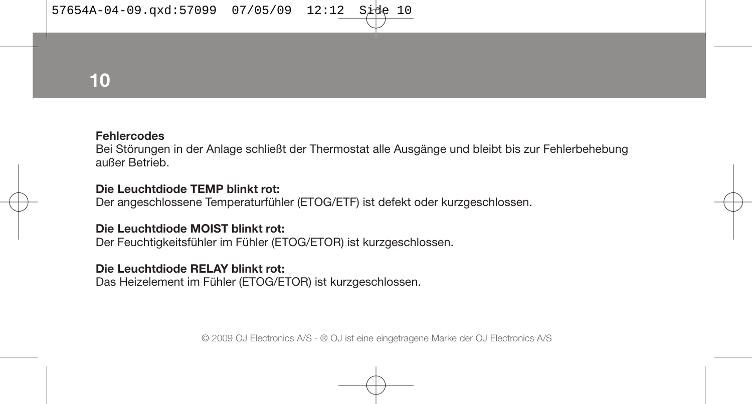**Fehlercodes**
Bei Störungen in der Anlage schließt der Thermostat alle Ausgänge und bleibt bis zur Fehlerbehebung außer Betrieb.

**Die Leuchtdiode TEMP blinkt rot:**
Der angeschlossene Temperaturfühler (ETOG/ETF) ist defekt oder kurzgeschlossen.

**Die Leuchtdiode MOIST blinkt rot:**
Der Feuchtigkeitsfühler im Fühler (ETOG/ETOR) ist kurzgeschlossen.

**Die Leuchtdiode RELAY blinkt rot:**
Das Heizelement im Fühler (ETOG/ETOR) ist kurzgeschlossen.

© 2009 OJ Electronics A/S · ® OJ ist eine eingetragene Marke der OJ Electronics A/S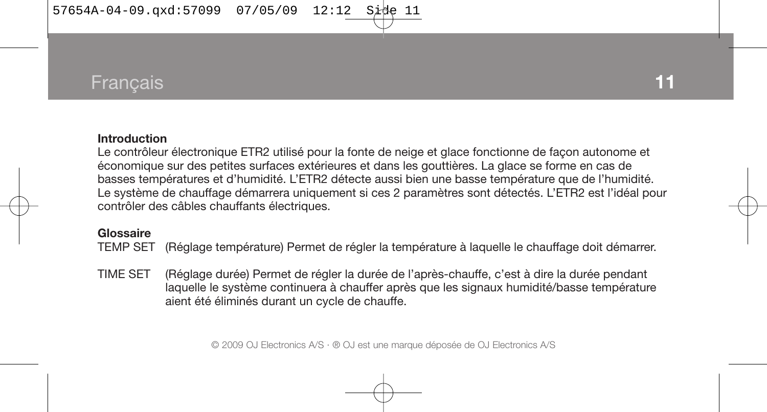## Introduction

Le contrôleur électronique ETR2 utilisé pour la fonte de neige et glace fonctionne de façon autonome et économique sur des petites surfaces extérieures et dans les gouttières. La glace se forme en cas de basses températures et d'humidité. L'ETR2 détecte aussi bien une basse température que de l'humidité. Le système de chauffage démarrera uniquement si ces 2 paramètres sont détectés. L'ETR2 est l'idéal pour contrôler des câbles chauffants électriques.

## Glossaire

TEMP SET (Réglage température) Permet de régler la température à laquelle le chauffage doit démarrer.

TIME SET (Réglage durée) Permet de régler la durée de l'après-chauffe, c'est à dire la durée pendant laquelle le système continuera à chauffer après que les signaux humidité/basse température aient été éliminés durant un cycle de chauffe.

© 2009 OJ Electronics A/S · ® OJ est une marque déposée de OJ Electronics A/S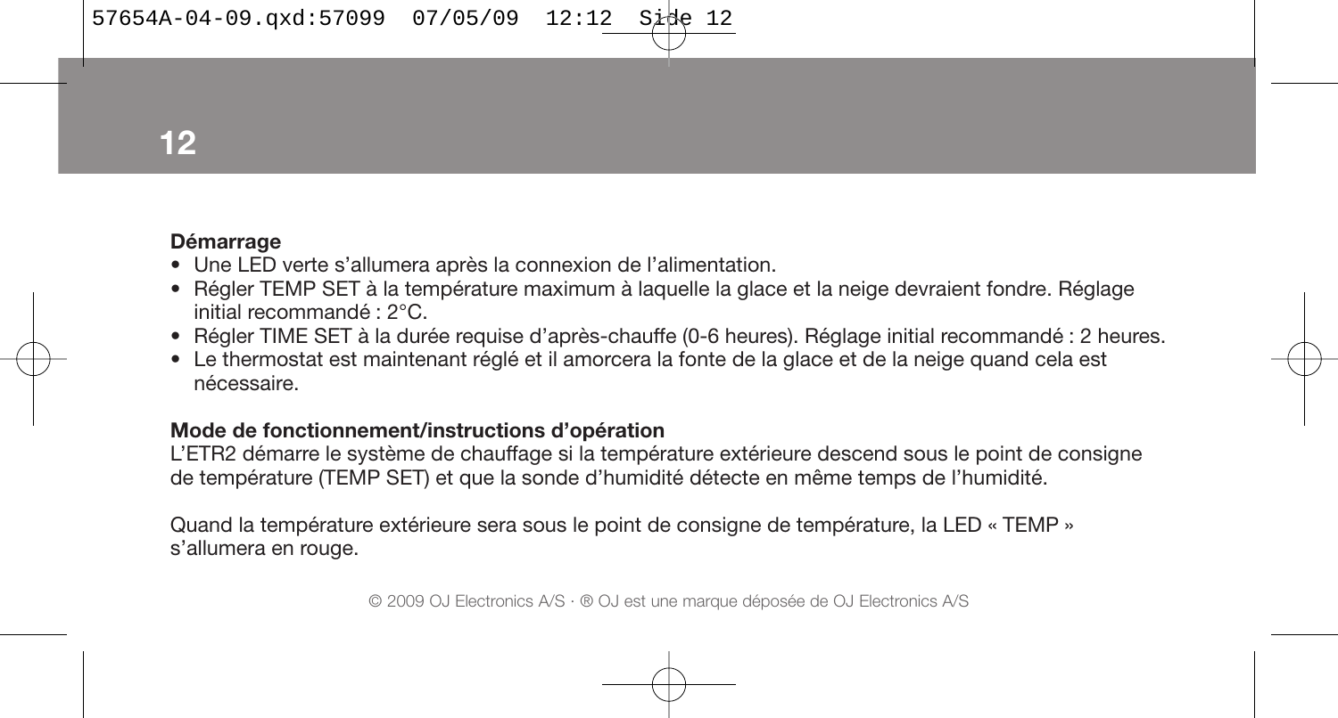**Démarrage**

- Une LED verte s'allumera après la connexion de l'alimentation.
- Régler TEMP SET à la température maximum à laquelle la glace et la neige devraient fondre. Réglage initial recommandé : 2°C.
- Régler TIME SET à la durée requise d'après-chauffe (0-6 heures). Réglage initial recommandé : 2 heures.
- Le thermostat est maintenant réglé et il amorcera la fonte de la glace et de la neige quand cela est nécessaire.

**Mode de fonctionnement/instructions d'opération**

L'ETR2 démarre le système de chauffage si la température extérieure descend sous le point de consigne de température (TEMP SET) et que la sonde d'humidité détecte en même temps de l'humidité.

Quand la température extérieure sera sous le point de consigne de température, la LED « TEMP » s'allumera en rouge.

© 2009 OJ Electronics A/S · ® OJ est une marque déposée de OJ Electronics A/S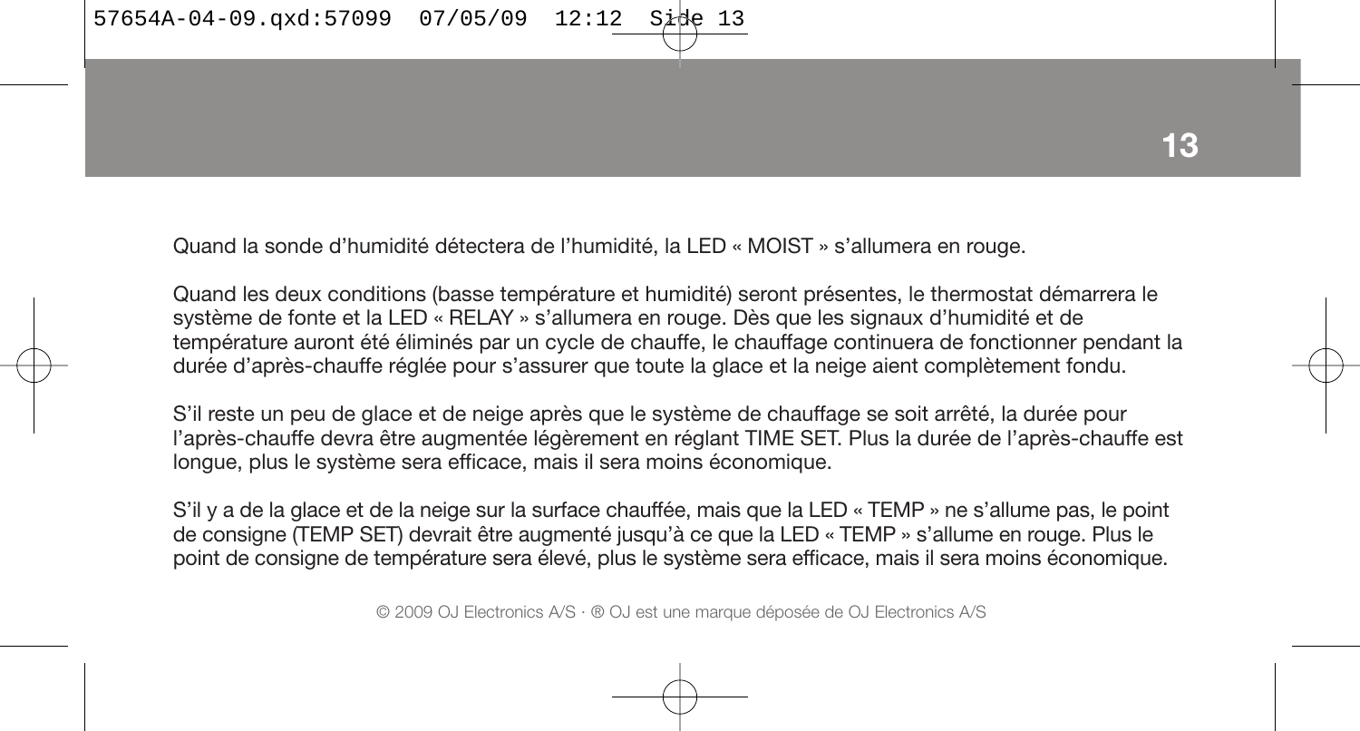Quand la sonde d'humidité détectera de l'humidité, la LED « MOIST » s'allumera en rouge.

Quand les deux conditions (basse température et humidité) seront présentes, le thermostat démarrera le système de fonte et la LED « RELAY » s'allumera en rouge. Dès que les signaux d'humidité et de température auront été éliminés par un cycle de chauffe, le chauffage continuera de fonctionner pendant la durée d'après-chauffe réglée pour s'assurer que toute la glace et la neige aient complètement fondu.

S'il reste un peu de glace et de neige après que le système de chauffage se soit arrêté, la durée pour l'après-chauffe devra être augmentée légèrement en réglant TIME SET. Plus la durée de l'après-chauffe est longue, plus le système sera efficace, mais il sera moins économique.

S'il y a de la glace et de la neige sur la surface chauffée, mais que la LED « TEMP » ne s'allume pas, le point de consigne (TEMP SET) devrait être augmenté jusqu'à ce que la LED « TEMP » s'allume en rouge. Plus le point de consigne de température sera élevé, plus le système sera efficace, mais il sera moins économique.

© 2009 OJ Electronics A/S · ® OJ est une marque déposée de OJ Electronics A/S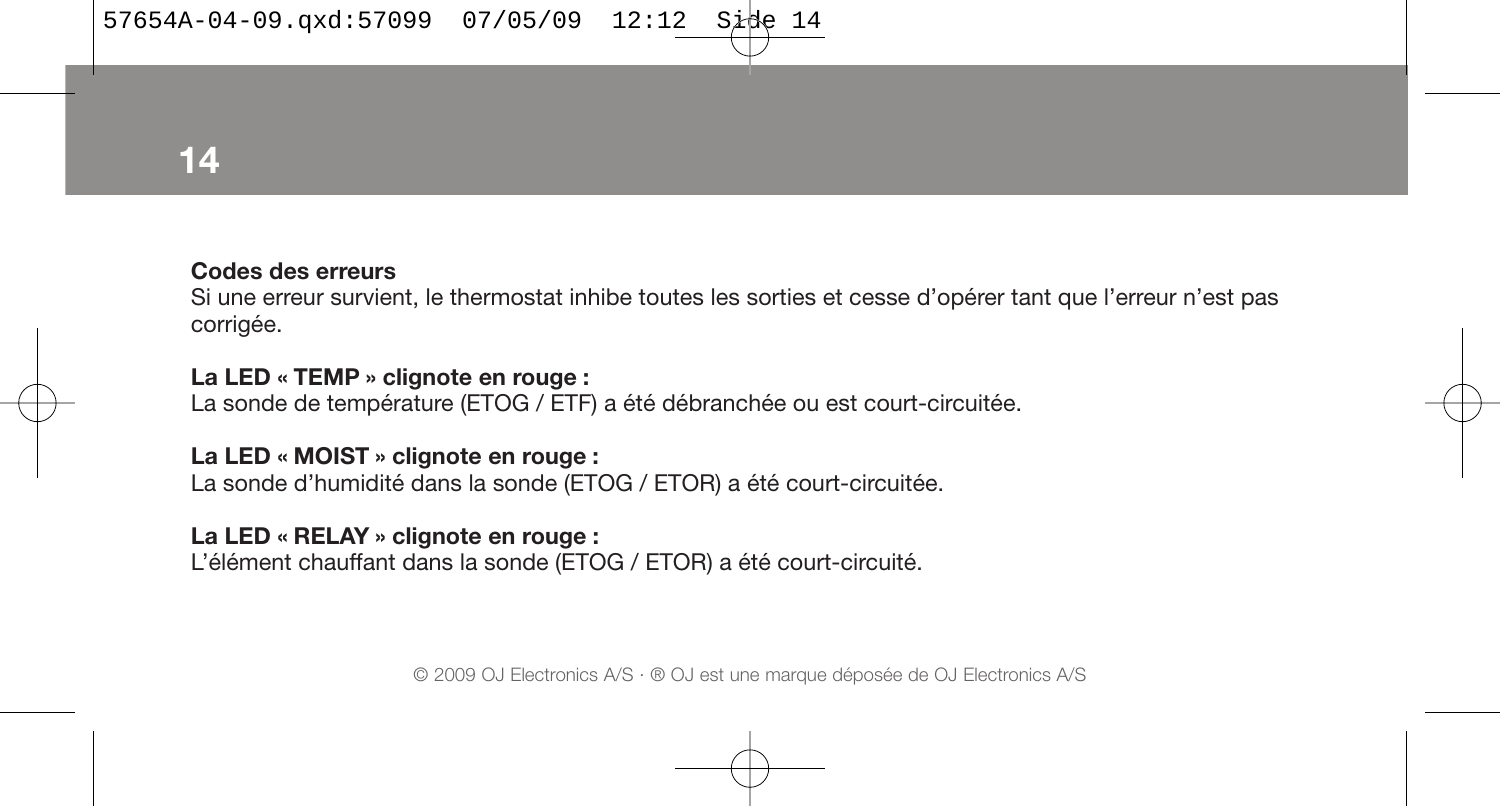**Codes des erreurs**

Si une erreur survient, le thermostat inhibe toutes les sorties et cesse d'opérer tant que l'erreur n'est pas corrigée.

**La LED « TEMP » clignote en rouge :**

La sonde de température (ETOG / ETF) a été débranchée ou est court-circuitée.

**La LED « MOIST » clignote en rouge :**

La sonde d'humidité dans la sonde (ETOG / ETOR) a été court-circuitée.

**La LED « RELAY » clignote en rouge :**

L'élément chauffant dans la sonde (ETOG / ETOR) a été court-circuité.

© 2009 OJ Electronics A/S · ® OJ est une marque déposée de OJ Electronics A/S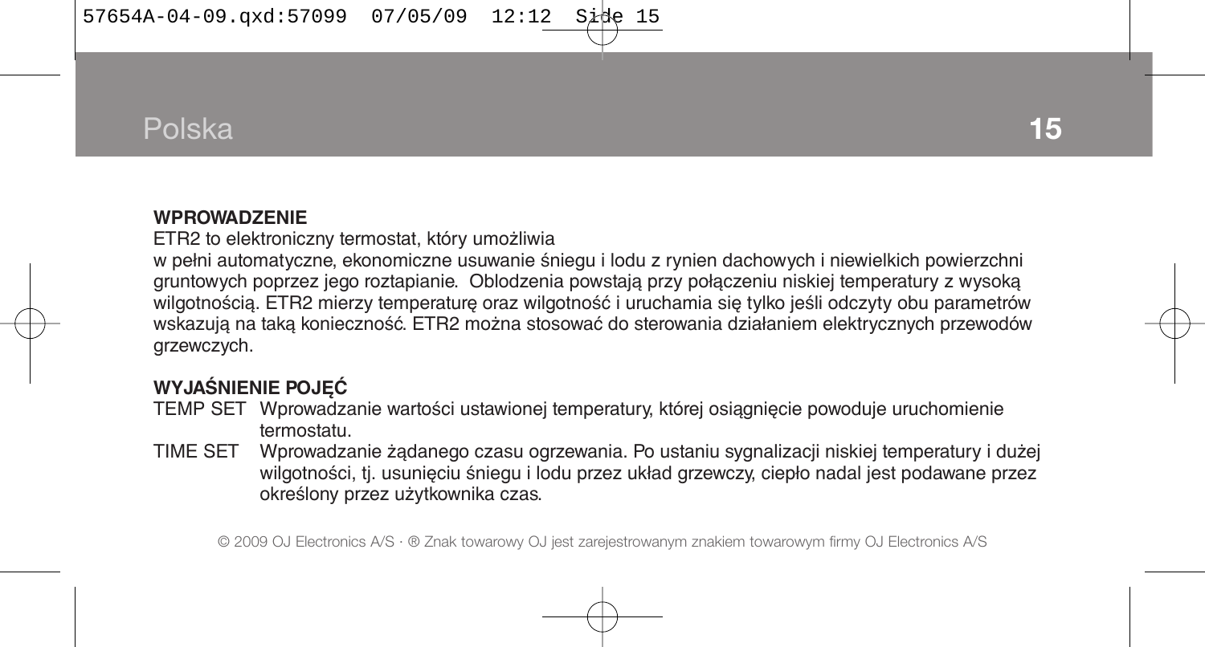# Polska

**WPROWADZENIE**

ETR2 to elektroniczny termostat, który umożliwia w pełni automatyczne, ekonomiczne usuwanie śniegu i lodu z rynien dachowych i niewielkich powierzchni gruntowych poprzez jego roztapianie. Oblodzenia powstają przy połączeniu niskiej temperatury z wysoką wilgotnością. ETR2 mierzy temperaturę oraz wilgotność i uruchamia się tylko jeśli odczyty obu parametrów wskazują na taką konieczność. ETR2 można stosować do sterowania działaniem elektrycznych przewodów grzewczych.

**WYJAŚNIENIE POJĘĆ**

TEMP SET Wprowadzanie wartości ustawionej temperatury, której osiągnięcie powoduje uruchomienie termostatu.

TIME SET Wprowadzanie żądanego czasu ogrzewania. Po ustaniu sygnalizacji niskiej temperatury i dużej wilgotności, tj. usunięciu śniegu i lodu przez układ grzewczy, ciepło nadal jest podawane przez określony przez użytkownika czas.

© 2009 OJ Electronics A/S · ® Znak towarowy OJ jest zarejestrowanym znakiem towarowym firmy OJ Electronics A/S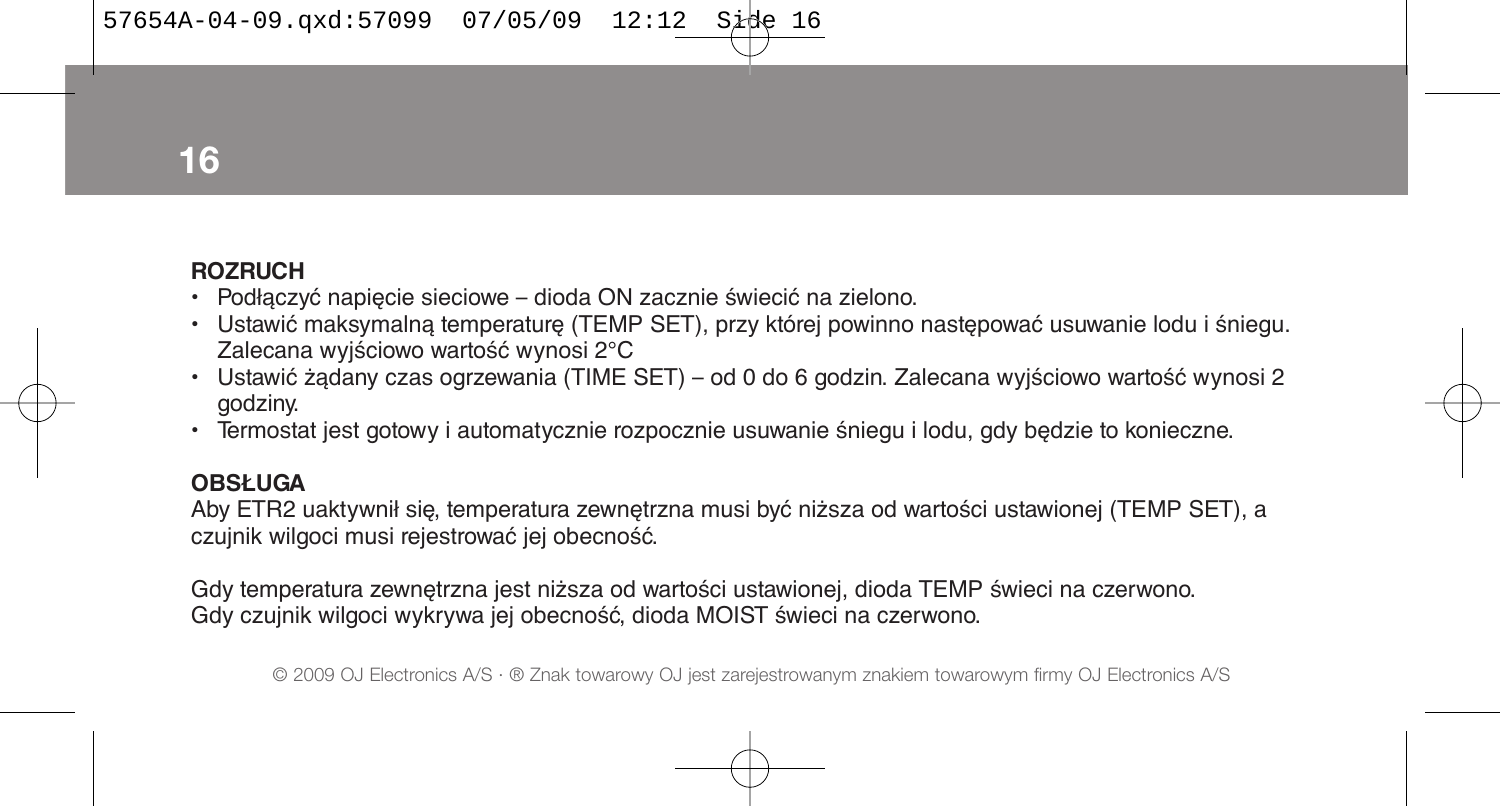## ROZRUCH

- Podłączyć napięcie sieciowe – dioda ON zacznie świecić na zielono.
- Ustawić maksymalną temperaturę (TEMP SET), przy której powinno następować usuwanie lodu i śniegu. Zalecana wyjściowo wartość wynosi 2°C
- Ustawić żądany czas ogrzewania (TIME SET) – od 0 do 6 godzin. Zalecana wyjściowo wartość wynosi 2 godziny.
- Termostat jest gotowy i automatycznie rozpocznie usuwanie śniegu i lodu, gdy będzie to konieczne.

## OBSŁUGA

Aby ETR2 uaktywnił się, temperatura zewnętrzna musi być niższa od wartości ustawionej (TEMP SET), a czujnik wilgoci musi rejestrować jej obecność.

Gdy temperatura zewnętrzna jest niższa od wartości ustawionej, dioda TEMP świeci na czerwono.
Gdy czujnik wilgoci wykrywa jej obecność, dioda MOIST świeci na czerwono.

© 2009 OJ Electronics A/S · ® Znak towarowy OJ jest zarejestrowanym znakiem towarowym firmy OJ Electronics A/S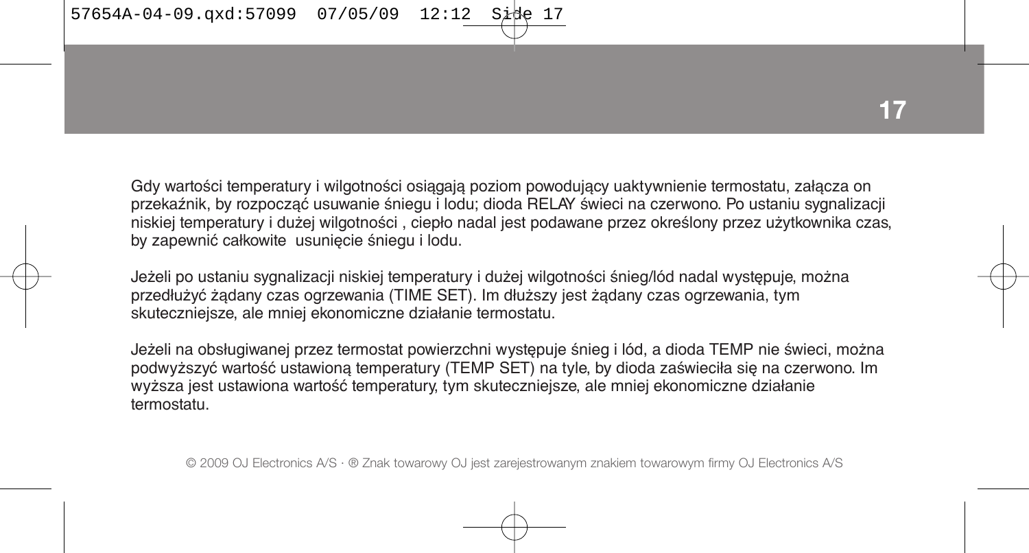Gdy wartości temperatury i wilgotności osiągają poziom powodujący uaktywnienie termostatu, załącza on przekaźnik, by rozpocząć usuwanie śniegu i lodu; dioda RELAY świeci na czerwono. Po ustaniu sygnalizacji niskiej temperatury i dużej wilgotności , ciepło nadal jest podawane przez określony przez użytkownika czas, by zapewnić całkowite usunięcie śniegu i lodu.

Jeżeli po ustaniu sygnalizacji niskiej temperatury i dużej wilgotności śnieg/lód nadal występuje, można przedłużyć żądany czas ogrzewania (TIME SET). Im dłuższy jest żądany czas ogrzewania, tym skuteczniejsze, ale mniej ekonomiczne działanie termostatu.

Jeżeli na obsługiwanej przez termostat powierzchni występuje śnieg i lód, a dioda TEMP nie świeci, można podwyższyć wartość ustawioną temperatury (TEMP SET) na tyle, by dioda zaświeciła się na czerwono. Im wyższa jest ustawiona wartość temperatury, tym skuteczniejsze, ale mniej ekonomiczne działanie termostatu.

© 2009 OJ Electronics A/S · ® Znak towarowy OJ jest zarejestrowanym znakiem towarowym firmy OJ Electronics A/S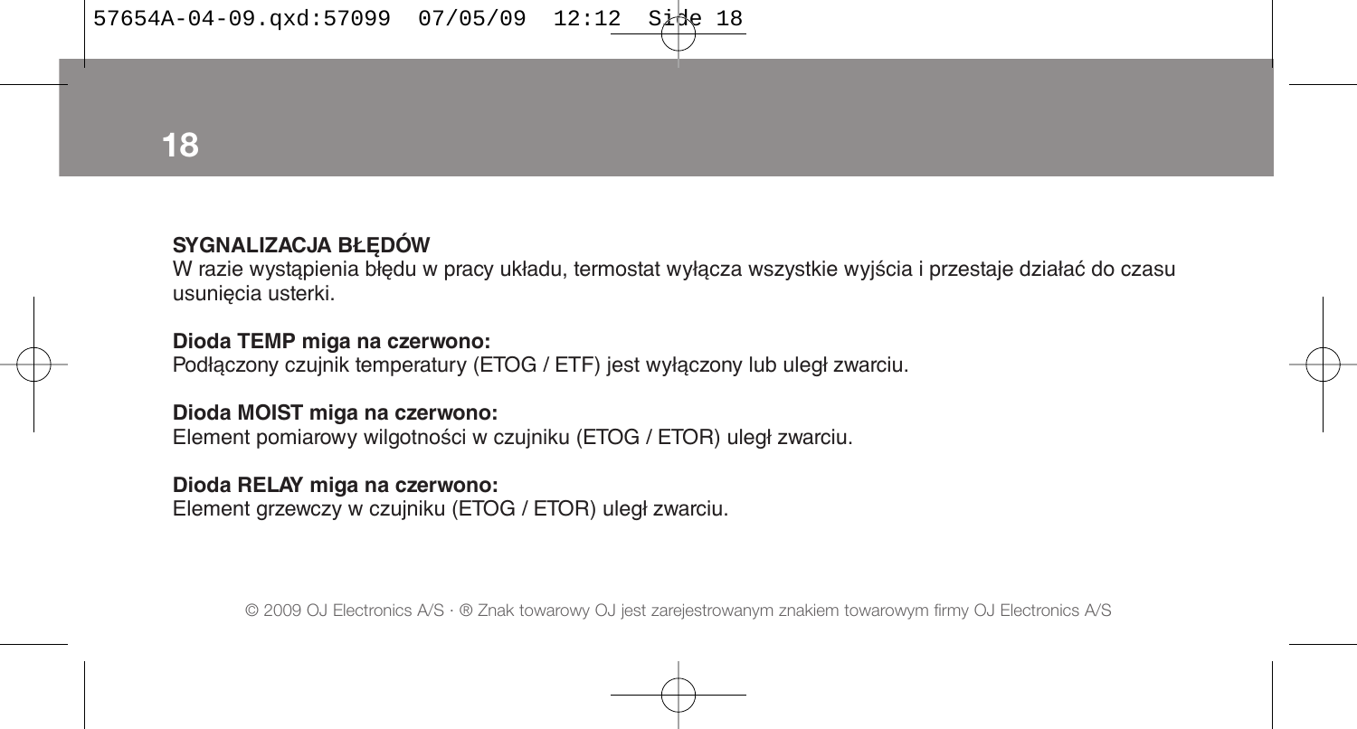**SYGNALIZACJA BŁĘDÓW**

W razie wystąpienia błędu w pracy układu, termostat wyłącza wszystkie wyjścia i przestaje działać do czasu usunięcia usterki.

**Dioda TEMP miga na czerwono:**

Podłączony czujnik temperatury (ETOG / ETF) jest wyłączony lub uległ zwarciu.

**Dioda MOIST miga na czerwono:**

Element pomiarowy wilgotności w czujniku (ETOG / ETOR) uległ zwarciu.

**Dioda RELAY miga na czerwono:**

Element grzewczy w czujniku (ETOG / ETOR) uległ zwarciu.

© 2009 OJ Electronics A/S · ® Znak towarowy OJ jest zarejestrowanym znakiem towarowym firmy OJ Electronics A/S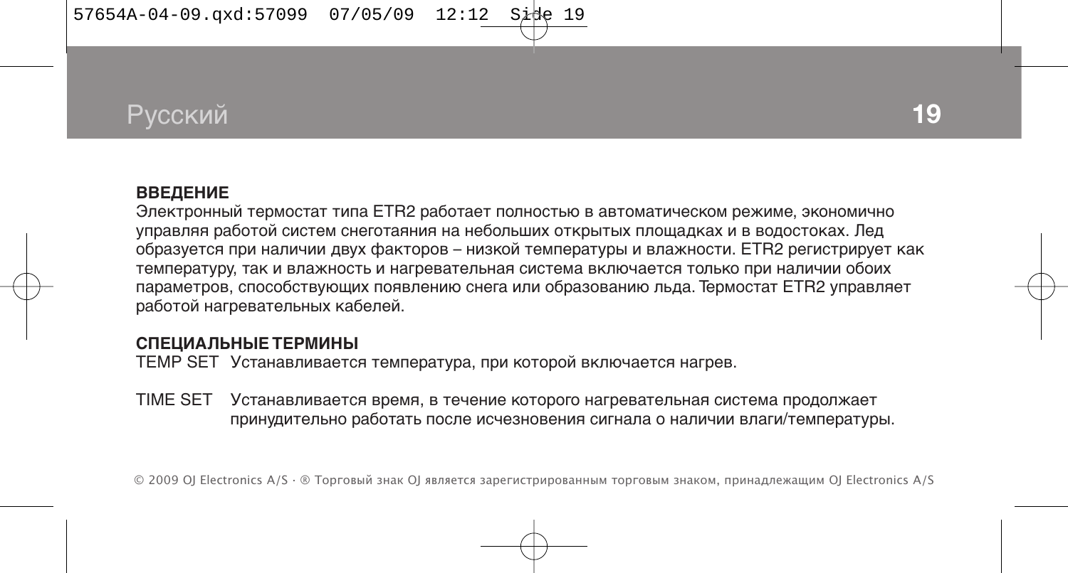## ВВЕДЕНИЕ

Электронный термостат типа ETR2 работает полностью в автоматическом режиме, экономично управляя работой систем снеготаяния на небольших открытых площадках и в водостоках. Лед образуется при наличии двух факторов – низкой температуры и влажности. ETR2 регистрирует как температуру, так и влажность и нагревательная система включается только при наличии обоих параметров, способствующих появлению снега или образованию льда. Термостат ETR2 управляет работой нагревательных кабелей.

## СПЕЦИАЛЬНЫЕ ТЕРМИНЫ

TEMP SET Устанавливается температура, при которой включается нагрев.

TIME SET Устанавливается время, в течение которого нагревательная система продолжает принудительно работать после исчезновения сигнала о наличии влаги/температуры.

© 2009 OJ Electronics A/S · ® Торговый знак OJ является зарегистрированным торговым знаком, принадлежащим OJ Electronics A/S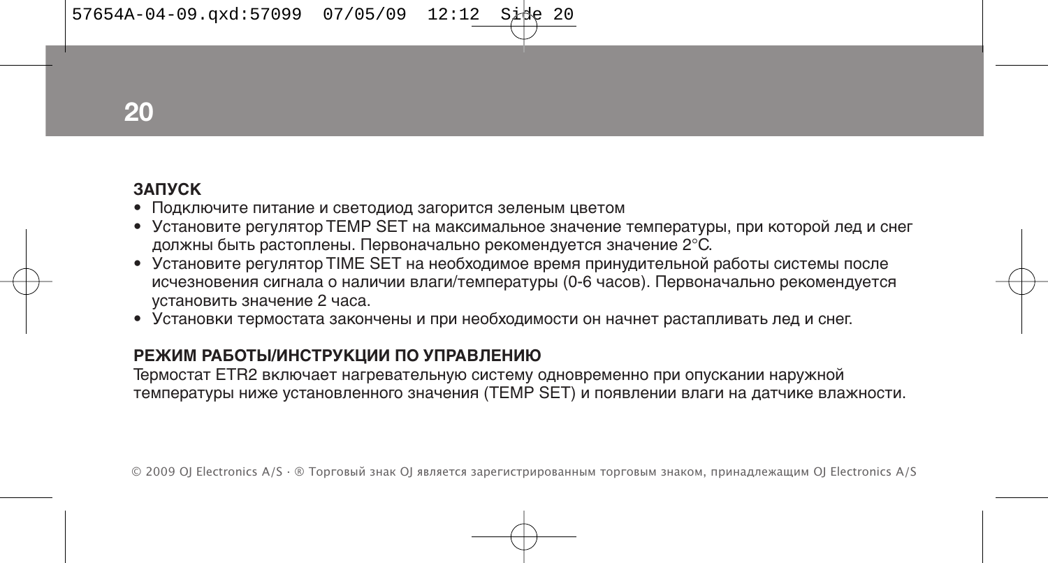**ЗАПУСК**

- Подключите питание и светодиод загорится зеленым цветом
- Установите регулятор TEMP SET на максимальное значение температуры, при которой лед и снег должны быть растоплены. Первоначально рекомендуется значение 2°C.
- Установите регулятор TIME SET на необходимое время принудительной работы системы после исчезновения сигнала о наличии влаги/температуры (0-6 часов). Первоначально рекомендуется установить значение 2 часа.
- Установки термостата закончены и при необходимости он начнет растапливать лед и снег.

**РЕЖИМ РАБОТЫ/ИНСТРУКЦИИ ПО УПРАВЛЕНИЮ**

Термостат ETR2 включает нагревательную систему одновременно при опускании наружной температуры ниже установленного значения (TEMP SET) и появлении влаги на датчике влажности.

© 2009 OJ Electronics A/S · ® Торговый знак OJ является зарегистрированным торговым знаком, принадлежащим OJ Electronics A/S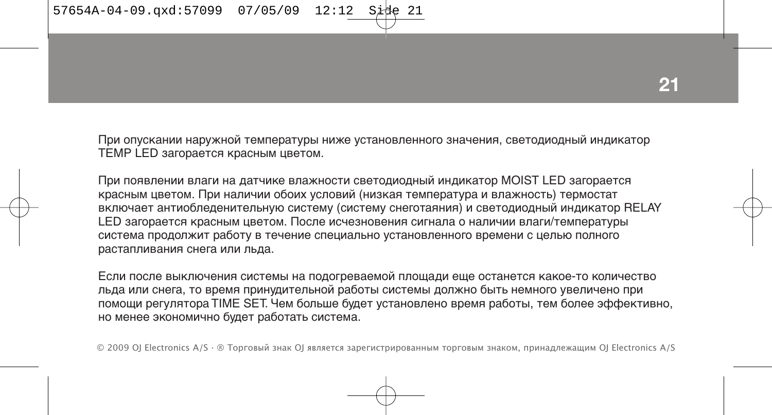При опускании наружной температуры ниже установленного значения, светодиодный индикатор TEMP LED загорается красным цветом.

При появлении влаги на датчике влажности светодиодный индикатор MOIST LED загорается красным цветом. При наличии обоих условий (низкая температура и влажность) термостат включает антиобледенительную систему (систему снеготаяния) и светодиодный индикатор RELAY LED загорается красным цветом. После исчезновения сигнала о наличии влаги/температуры система продолжит работу в течение специально установленного времени с целью полного растапливания снега или льда.

Если после выключения системы на подогреваемой площади еще останется какое-то количество льда или снега, то время принудительной работы системы должно быть немного увеличено при помощи регулятора TIME SET. Чем больше будет установлено время работы, тем более эффективно, но менее экономично будет работать система.

© 2009 OJ Electronics A/S · ® Торговый знак OJ является зарегистрированным торговым знаком, принадлежащим OJ Electronics A/S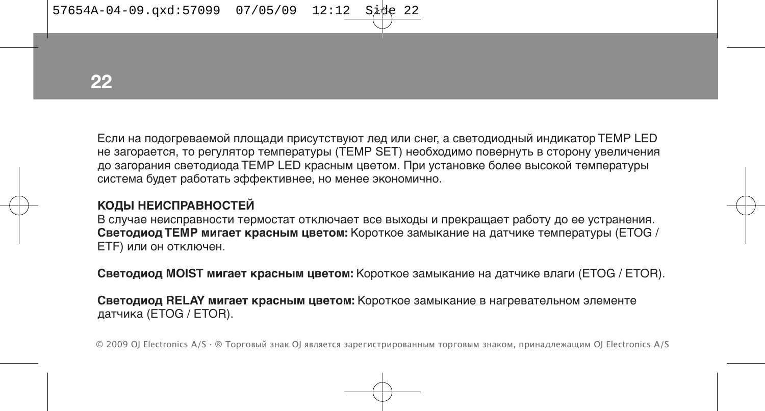Если на подогреваемой площади присутствуют лед или снег, а светодиодный индикатор TEMP LED не загорается, то регулятор температуры (TEMP SET) необходимо повернуть в сторону увеличения до загорания светодиода TEMP LED красным цветом. При установке более высокой температуры система будет работать эффективнее, но менее экономично.

**КОДЫ НЕИСПРАВНОСТЕЙ**

В случае неисправности термостат отключает все выходы и прекращает работу до ее устранения.
**Светодиод TEMP мигает красным цветом:** Короткое замыкание на датчике температуры (ETOG / ETF) или он отключен.

**Светодиод MOIST мигает красным цветом:** Короткое замыкание на датчике влаги (ETOG / ETOR).

**Светодиод RELAY мигает красным цветом:** Короткое замыкание в нагревательном элементе датчика (ETOG / ETOR).

© 2009 OJ Electronics A/S · ® Торговый знак OJ является зарегистрированным торговым знаком, принадлежащим OJ Electronics A/S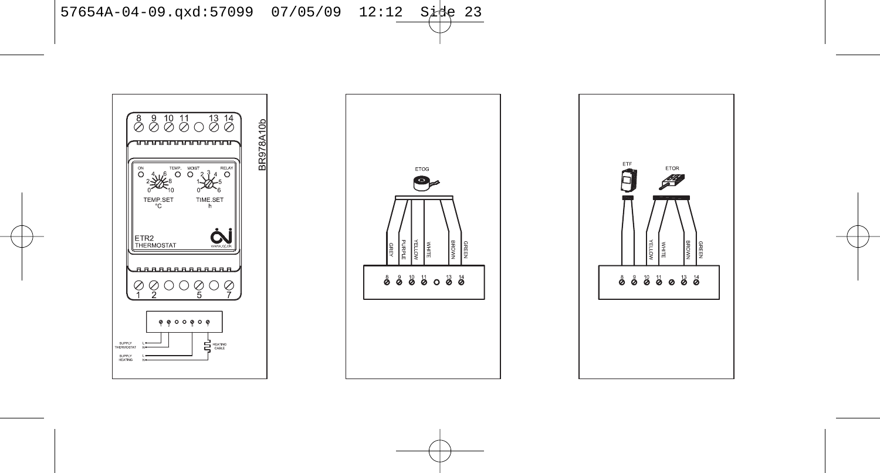8 9 10 11 13 14

ON TEMP. MOIST RELAY

TEMP.SET °C

TIME.SET h

ETR2
THERMOSTAT

www.oj.dk

1 2 5 7

BR978A10b

SUPPLY THERMOSTAT L N

SUPPLY HEATING L N

HEATING CABLE

ETOG

GREY PURPLE YELLOW WHITE BROWN GREEN

8 9 10 11 13 14

ETF ETOR

YELLOW WHITE BROWN GREEN

8 9 10 11 13 14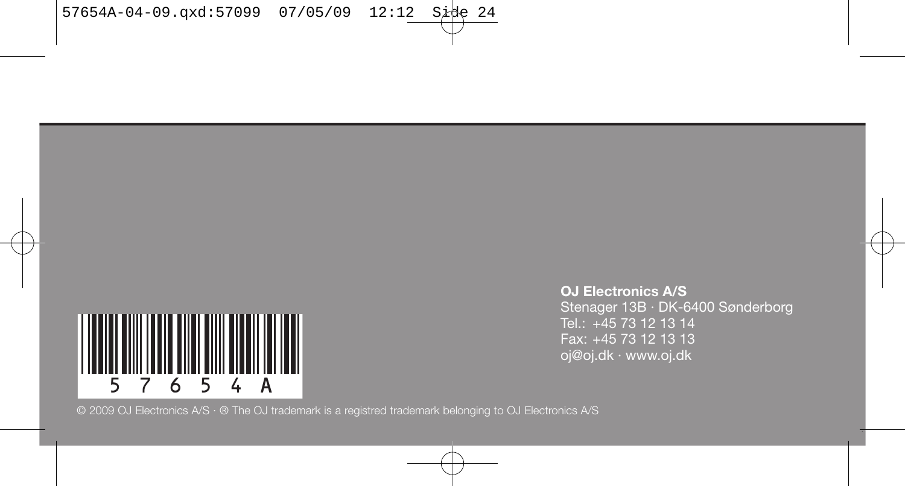**OJ Electronics A/S**
Stenager 13B · DK-6400 Sønderborg
Tel.: +45 73 12 13 14
Fax: +45 73 12 13 13
oj@oj.dk · www.oj.dk

57654A

© 2009 OJ Electronics A/S · ® The OJ trademark is a registred trademark belonging to OJ Electronics A/S